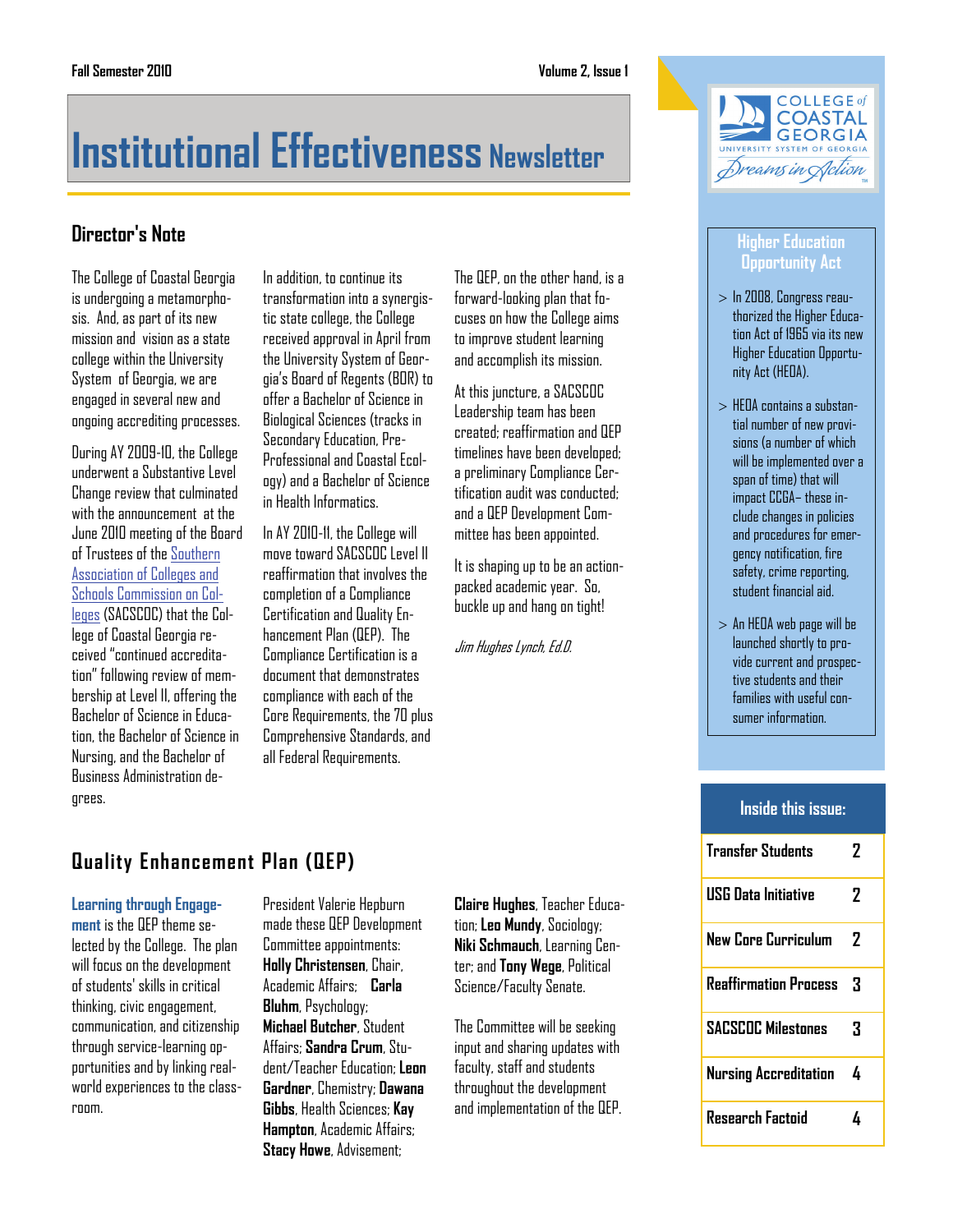# Institutional Effectiveness Newsletter

Fall Semester 2010

## Director's Note

The College of Coastal Georgia is undergoing a metamorphosis. And, as part of its new mission and vision as a state college within the University System of Georgia, we are engaged in several new and ongoing accrediting processes.

During AY 2009-10, the College underwent a Substantive Level Change review that culminated with the announcement at the June 2010 meeting of the Board of Trustees of the Southern Association of Colleges and Schools Commission on Colleges (SACSCOC) that the College of Coastal Georgia received "continued accreditation" following review of membership at Level II, offering the Bachelor of Science in Education, the Bachelor of Science in Nursing, and the Bachelor of Business Administration degrees.

In addition, to continue its transformation into a synergistic state college, the College received approval in April from the University System of Georgia's Board of Regents (BOR) to offer a Bachelor of Science in Biological Sciences (tracks in Secondary Education, Pre-Professional and Coastal Ecology) and a Bachelor of Science in Health Informatics.

In AY 2010-11, the College will move toward SACSCOC Level II reaffirmation that involves the completion of a Compliance Certification and Quality Enhancement Plan (QEP). The Compliance Certification is a document that demonstrates compliance with each of the Core Requirements, the 70 plus Comprehensive Standards, and all Federal Requirements.

The QEP, on the other hand, is a forward-looking plan that focuses on how the College aims to improve student learning and accomplish its mission.

At this juncture, a SACSCOC Leadership team has been created; reaffirmation and QEP timelines have been developed; a preliminary Compliance Certification audit was conducted; and a QEP Development Committee has been appointed.

It is shaping up to be an action-packed academic year. So, buckle up and hang on tight!

*Jim Hughes Lynch, Ed.D.*

## Quality Enhancement Plan (QEP)

**Learning through Engagement** is the QEP theme selected by the College. The plan will focus on the development of students' skills in critical thinking, civic engagement, communication, and citizenship through service-learning opportunities and by linking real-world experiences to the classroom.

President Valerie Hepburn made these QEP Development Committee appointments: **Holly Christensen**, Chair, Academic Affairs; **Carla Bluhm**, Psychology; **Michael Butcher**, Student Affairs; **Sandra Crum**, Student/Teacher Education; **Leon Gardner**, Chemistry; **Dawana Gibbs**, Health Sciences; **Kay Hampton**, Academic Affairs; **Stacy Howe**, Advisement; **Claire Hughes**, Teacher Education; **Leo Mundy**, Sociology; **Niki Schmauch**, Learning Center; and **Tony Wege**, Political Science/Faculty Senate.

The Committee will be seeking input and sharing updates with faculty, staff and students throughout the development and implementation of the QEP.

## Higher Education Opportunity Act

- In 2008, Congress reauthorized the Higher Education Act of 1965 via its new Higher Education Opportunity Act (HEOA).
- HEOA contains a substantial number of new provisions (a number of which will be implemented over a span of time) that will impact CCGA– these include changes in policies and procedures for emergency notification, fire safety, crime reporting, student financial aid.
- An HEOA web page will be launched shortly to provide current and prospective students and their families with useful consumer information.

## Inside this issue:

| | |
|---|---|
| Transfer Students | 2 |
| USG Data Initiative | 2 |
| New Core Curriculum | 2 |
| Reaffirmation Process | 3 |
| SACSCOC Milestones | 3 |
| Nursing Accreditation | 4 |
| Research Factoid | 4 |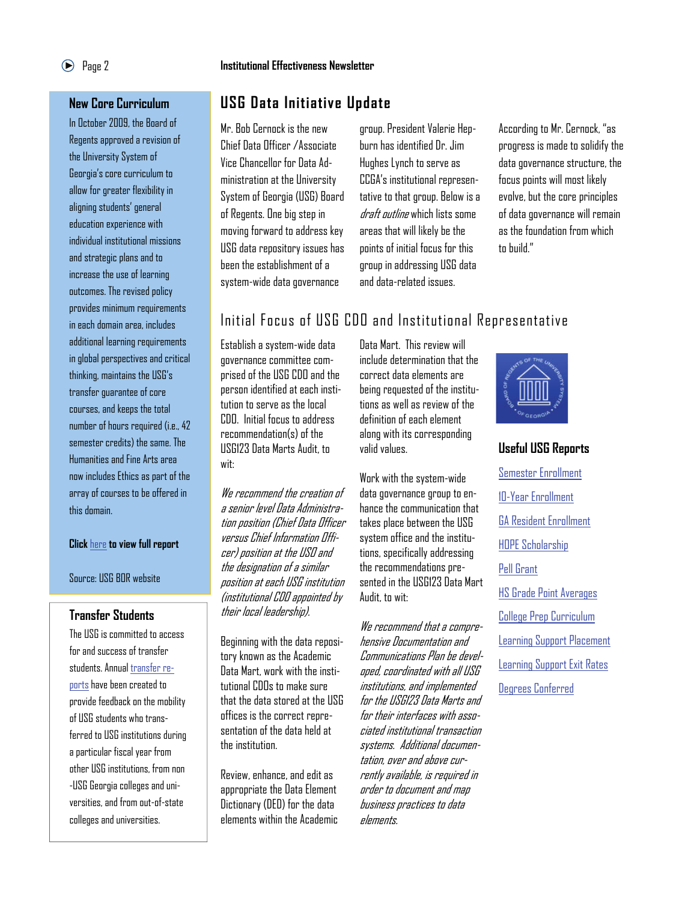## New Core Curriculum

In October 2009, the Board of Regents approved a revision of the University System of Georgia's core curriculum to allow for greater flexibility in aligning students' general education experience with individual institutional missions and strategic plans and to increase the use of learning outcomes. The revised policy provides minimum requirements in each domain area, includes additional learning requirements in global perspectives and critical thinking, maintains the USG's transfer guarantee of core courses, and keeps the total number of hours required (i.e., 42 semester credits) the same. The Humanities and Fine Arts area now includes Ethics as part of the array of courses to be offered in this domain.

**Click** here **to view full report**

Source: USG BOR website

## Transfer Students

The USG is committed to access for and success of transfer students. Annual transfer reports have been created to provide feedback on the mobility of USG students who transferred to USG institutions during a particular fiscal year from other USG institutions, from non-USG Georgia colleges and universities, and from out-of-state colleges and universities.

# USG Data Initiative Update

Mr. Bob Cernock is the new Chief Data Officer /Associate Vice Chancellor for Data Administration at the University System of Georgia (USG) Board of Regents. One big step in moving forward to address key USG data repository issues has been the establishment of a system-wide data governance group. President Valerie Hepburn has identified Dr. Jim Hughes Lynch to serve as CCGA's institutional representative to that group. Below is a *draft outline* which lists some areas that will likely be the points of initial focus for this group in addressing USG data and data-related issues.

According to Mr. Cernock, "as progress is made to solidify the data governance structure, the focus points will most likely evolve, but the core principles of data governance will remain as the foundation from which to build."

## Initial Focus of USG CDO and Institutional Representative

Establish a system-wide data governance committee comprised of the USG CDO and the person identified at each institution to serve as the local CDO. Initial focus to address recommendation(s) of the USG123 Data Marts Audit, to wit:

*We recommend the creation of a senior level Data Administration position (Chief Data Officer versus Chief Information Officer) position at the USO and the designation of a similar position at each USG institution (institutional CDO appointed by their local leadership).*

Beginning with the data repository known as the Academic Data Mart, work with the institutional CDOs to make sure that the data stored at the USG offices is the correct representation of the data held at the institution.

Review, enhance, and edit as appropriate the Data Element Dictionary (DED) for the data elements within the Academic Data Mart. This review will include determination that the correct data elements are being requested of the institutions as well as review of the definition of each element along with its corresponding valid values.

Work with the system-wide data governance group to enhance the communication that takes place between the USG system office and the institutions, specifically addressing the recommendations presented in the USG123 Data Mart Audit, to wit:

*We recommend that a comprehensive Documentation and Communications Plan be developed, coordinated with all USG institutions, and implemented for the USG123 Data Marts and for their interfaces with associated institutional transaction systems. Additional documentation, over and above currently available, is required in order to document and map business practices to data elements.*

## Useful USG Reports

- Semester Enrollment
- 10-Year Enrollment
- GA Resident Enrollment
- HOPE Scholarship
- Pell Grant
- HS Grade Point Averages
- College Prep Curriculum
- Learning Support Placement
- Learning Support Exit Rates
- Degrees Conferred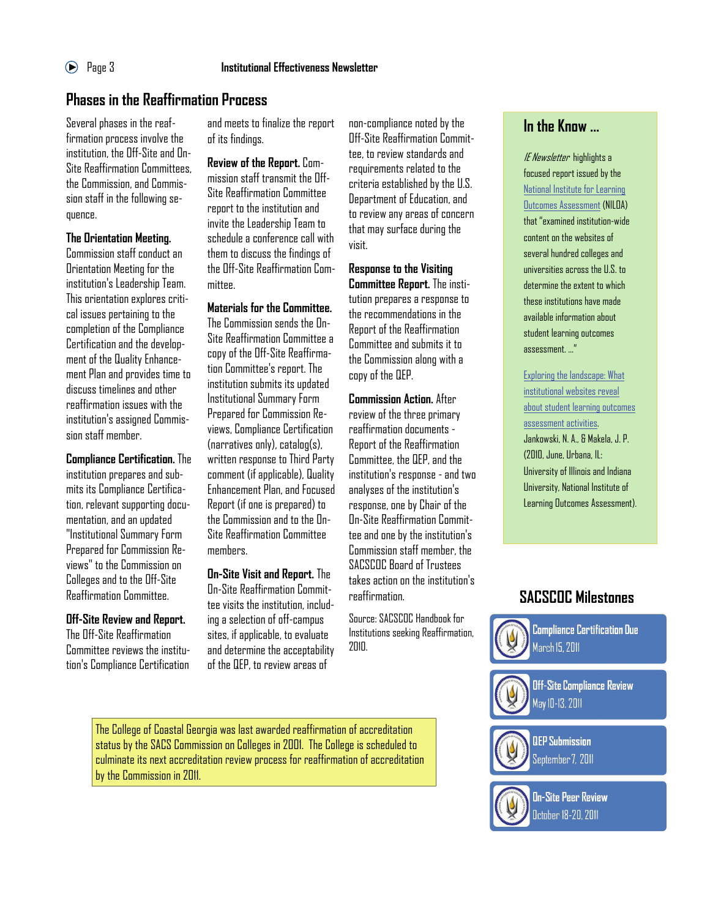## Phases in the Reaffirmation Process

Several phases in the reaffirmation process involve the institution, the Off-Site and On-Site Reaffirmation Committees, the Commission, and Commission staff in the following sequence.

**The Orientation Meeting.** Commission staff conduct an Orientation Meeting for the institution's Leadership Team. This orientation explores critical issues pertaining to the completion of the Compliance Certification and the development of the Quality Enhancement Plan and provides time to discuss timelines and other reaffirmation issues with the institution's assigned Commission staff member.

**Compliance Certification.** The institution prepares and submits its Compliance Certification, relevant supporting documentation, and an updated "Institutional Summary Form Prepared for Commission Reviews" to the Commission on Colleges and to the Off-Site Reaffirmation Committee.

**Off-Site Review and Report.** The Off-Site Reaffirmation Committee reviews the institution's Compliance Certification and meets to finalize the report of its findings.

**Review of the Report.** Commission staff transmit the Off-Site Reaffirmation Committee report to the institution and invite the Leadership Team to schedule a conference call with them to discuss the findings of the Off-Site Reaffirmation Committee.

**Materials for the Committee.** The Commission sends the On-Site Reaffirmation Committee a copy of the Off-Site Reaffirmation Committee's report. The institution submits its updated Institutional Summary Form Prepared for Commission Reviews, Compliance Certification (narratives only), catalog(s), written response to Third Party comment (if applicable), Quality Enhancement Plan, and Focused Report (if one is prepared) to the Commission and to the On-Site Reaffirmation Committee members.

**On-Site Visit and Report.** The On-Site Reaffirmation Committee visits the institution, including a selection of off-campus sites, if applicable, to evaluate and determine the acceptability of the QEP, to review areas of non-compliance noted by the Off-Site Reaffirmation Committee, to review standards and requirements related to the criteria established by the U.S. Department of Education, and to review any areas of concern that may surface during the visit.

**Response to the Visiting Committee Report.** The institution prepares a response to the recommendations in the Report of the Reaffirmation Committee and submits it to the Commission along with a copy of the QEP.

**Commission Action.** After review of the three primary reaffirmation documents - Report of the Reaffirmation Committee, the QEP, and the institution's response - and two analyses of the institution's response, one by Chair of the On-Site Reaffirmation Committee and one by the institution's Commission staff member, the SACSCOC Board of Trustees takes action on the institution's reaffirmation.

Source: SACSCOC Handbook for Institutions seeking Reaffirmation, 2010.

The College of Coastal Georgia was last awarded reaffirmation of accreditation status by the SACS Commission on Colleges in 2001. The College is scheduled to culminate its next accreditation review process for reaffirmation of accreditation by the Commission in 2011.

## In the Know ...

*IE Newsletter* highlights a focused report issued by the National Institute for Learning Outcomes Assessment (NILOA) that "examined institution-wide content on the websites of several hundred colleges and universities across the U.S. to determine the extent to which these institutions have made available information about student learning outcomes assessment. ..."

Exploring the landscape: What institutional websites reveal about student learning outcomes assessment activities. Jankowski, N. A., & Makela, J. P. (2010, June, Urbana, IL: University of Illinois and Indiana University, National Institute of Learning Outcomes Assessment).

## SACSCOC Milestones

**Compliance Certification Due**
March 15, 2011

**Off-Site Compliance Review**
May 10-13, 2011

**QEP Submission**
September 7, 2011

**On-Site Peer Review**
October 18-20, 2011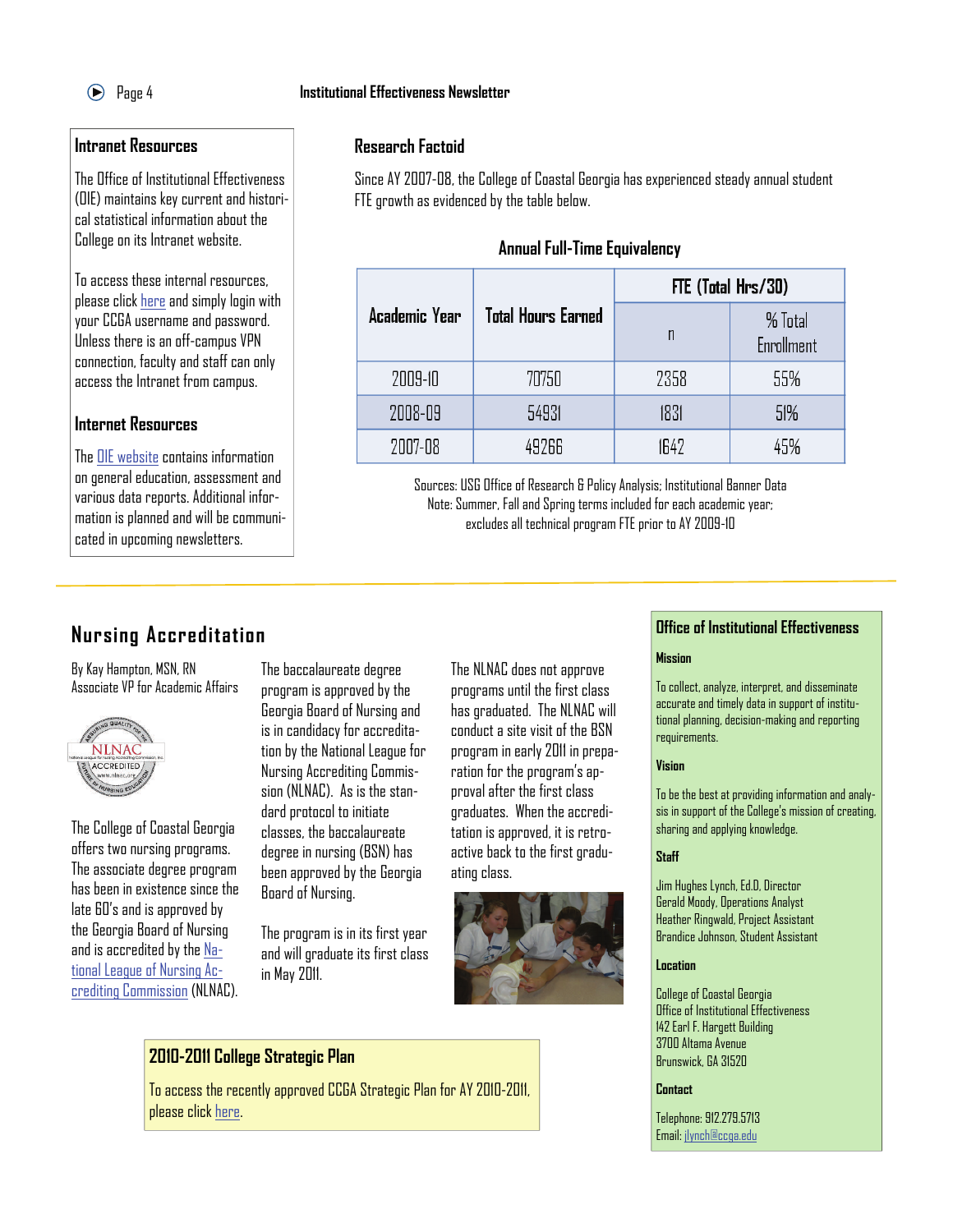## Intranet Resources

The Office of Institutional Effectiveness (OIE) maintains key current and historical statistical information about the College on its Intranet website.

To access these internal resources, please click here and simply login with your CCGA username and password. Unless there is an off-campus VPN connection, faculty and staff can only access the Intranet from campus.

## Internet Resources

The OIE website contains information on general education, assessment and various data reports. Additional information is planned and will be communicated in upcoming newsletters.

## Research Factoid

Since AY 2007-08, the College of Coastal Georgia has experienced steady annual student FTE growth as evidenced by the table below.

**Annual Full-Time Equivalency**

| Academic Year | Total Hours Earned | FTE (Total Hrs/30) | |
|---|---|---|---|
| | | n | % Total Enrollment |
| 2009-10 | 70750 | 2358 | 55% |
| 2008-09 | 54931 | 1831 | 51% |
| 2007-08 | 49266 | 1642 | 45% |

Sources: USG Office of Research & Policy Analysis; Institutional Banner Data
Note: Summer, Fall and Spring terms included for each academic year; excludes all technical program FTE prior to AY 2009-10

## Nursing Accreditation

By Kay Hampton, MSN, RN
Associate VP for Academic Affairs

The College of Coastal Georgia offers two nursing programs. The associate degree program has been in existence since the late 60's and is approved by the Georgia Board of Nursing and is accredited by the National League of Nursing Accrediting Commission (NLNAC).

The baccalaureate degree program is approved by the Georgia Board of Nursing and is in candidacy for accreditation by the National League for Nursing Accrediting Commission (NLNAC). As is the standard protocol to initiate classes, the baccalaureate degree in nursing (BSN) has been approved by the Georgia Board of Nursing.

The program is in its first year and will graduate its first class in May 2011.

The NLNAC does not approve programs until the first class has graduated. The NLNAC will conduct a site visit of the BSN program in early 2011 in preparation for the program's approval after the first class graduates. When the accreditation is approved, it is retroactive back to the first graduating class.

## 2010-2011 College Strategic Plan

To access the recently approved CCGA Strategic Plan for AY 2010-2011, please click here.

## Office of Institutional Effectiveness

**Mission**

To collect, analyze, interpret, and disseminate accurate and timely data in support of institutional planning, decision-making and reporting requirements.

**Vision**

To be the best at providing information and analysis in support of the College's mission of creating, sharing and applying knowledge.

**Staff**

Jim Hughes Lynch, Ed.D, Director
Gerald Moody, Operations Analyst
Heather Ringwald, Project Assistant
Brandice Johnson, Student Assistant

**Location**

College of Coastal Georgia
Office of Institutional Effectiveness
142 Earl F. Hargett Building
3700 Altama Avenue
Brunswick, GA 31520

**Contact**

Telephone: 912.279.5713
Email: jlynch@ccga.edu